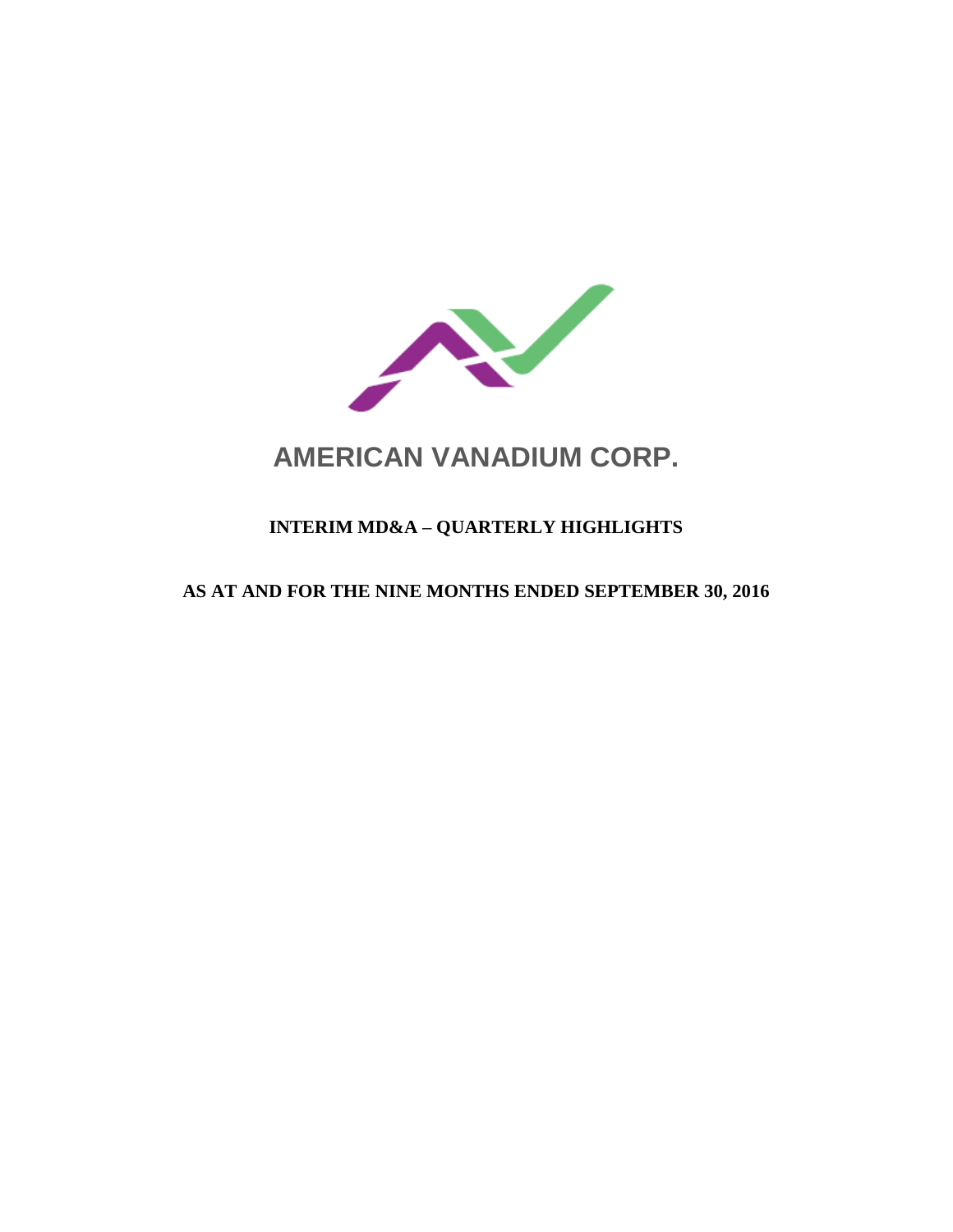# AMERICAN VANADIUM CORP.

## INTERIM MD&A – QUARTERLY HIGHLIGHTS

## AS AT AND FOR THE NINE MONTHS ENDED SEPTEMBER 30, 2016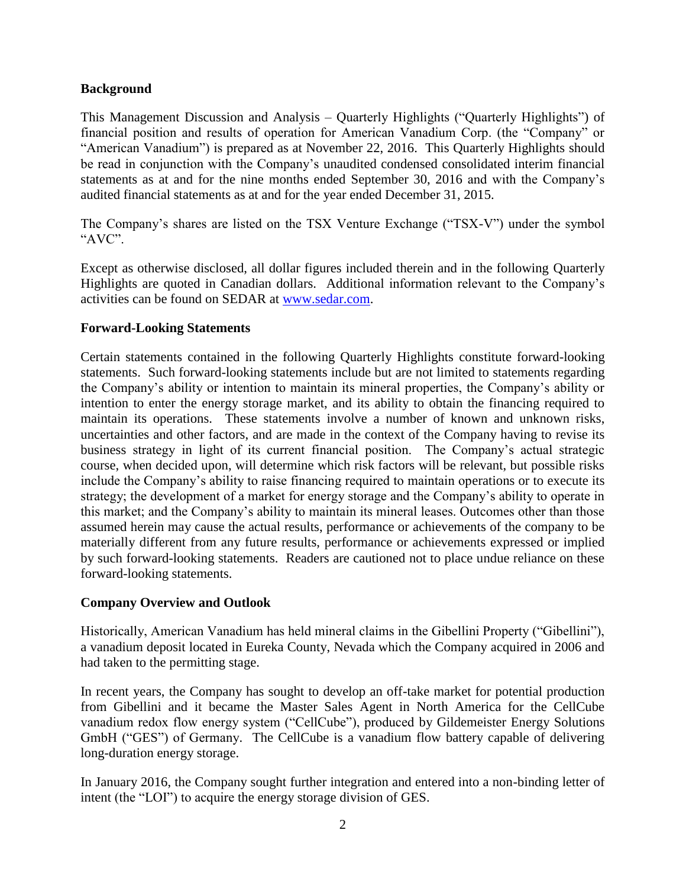## Background

This Management Discussion and Analysis – Quarterly Highlights ("Quarterly Highlights") of financial position and results of operation for American Vanadium Corp. (the "Company" or "American Vanadium") is prepared as at November 22, 2016. This Quarterly Highlights should be read in conjunction with the Company's unaudited condensed consolidated interim financial statements as at and for the nine months ended September 30, 2016 and with the Company's audited financial statements as at and for the year ended December 31, 2015.

The Company's shares are listed on the TSX Venture Exchange ("TSX-V") under the symbol "AVC".

Except as otherwise disclosed, all dollar figures included therein and in the following Quarterly Highlights are quoted in Canadian dollars. Additional information relevant to the Company's activities can be found on SEDAR at www.sedar.com.

## Forward-Looking Statements

Certain statements contained in the following Quarterly Highlights constitute forward-looking statements. Such forward-looking statements include but are not limited to statements regarding the Company's ability or intention to maintain its mineral properties, the Company's ability or intention to enter the energy storage market, and its ability to obtain the financing required to maintain its operations. These statements involve a number of known and unknown risks, uncertainties and other factors, and are made in the context of the Company having to revise its business strategy in light of its current financial position. The Company's actual strategic course, when decided upon, will determine which risk factors will be relevant, but possible risks include the Company's ability to raise financing required to maintain operations or to execute its strategy; the development of a market for energy storage and the Company's ability to operate in this market; and the Company's ability to maintain its mineral leases. Outcomes other than those assumed herein may cause the actual results, performance or achievements of the company to be materially different from any future results, performance or achievements expressed or implied by such forward-looking statements. Readers are cautioned not to place undue reliance on these forward-looking statements.

## Company Overview and Outlook

Historically, American Vanadium has held mineral claims in the Gibellini Property ("Gibellini"), a vanadium deposit located in Eureka County, Nevada which the Company acquired in 2006 and had taken to the permitting stage.

In recent years, the Company has sought to develop an off-take market for potential production from Gibellini and it became the Master Sales Agent in North America for the CellCube vanadium redox flow energy system ("CellCube"), produced by Gildemeister Energy Solutions GmbH ("GES") of Germany. The CellCube is a vanadium flow battery capable of delivering long-duration energy storage.

In January 2016, the Company sought further integration and entered into a non-binding letter of intent (the "LOI") to acquire the energy storage division of GES.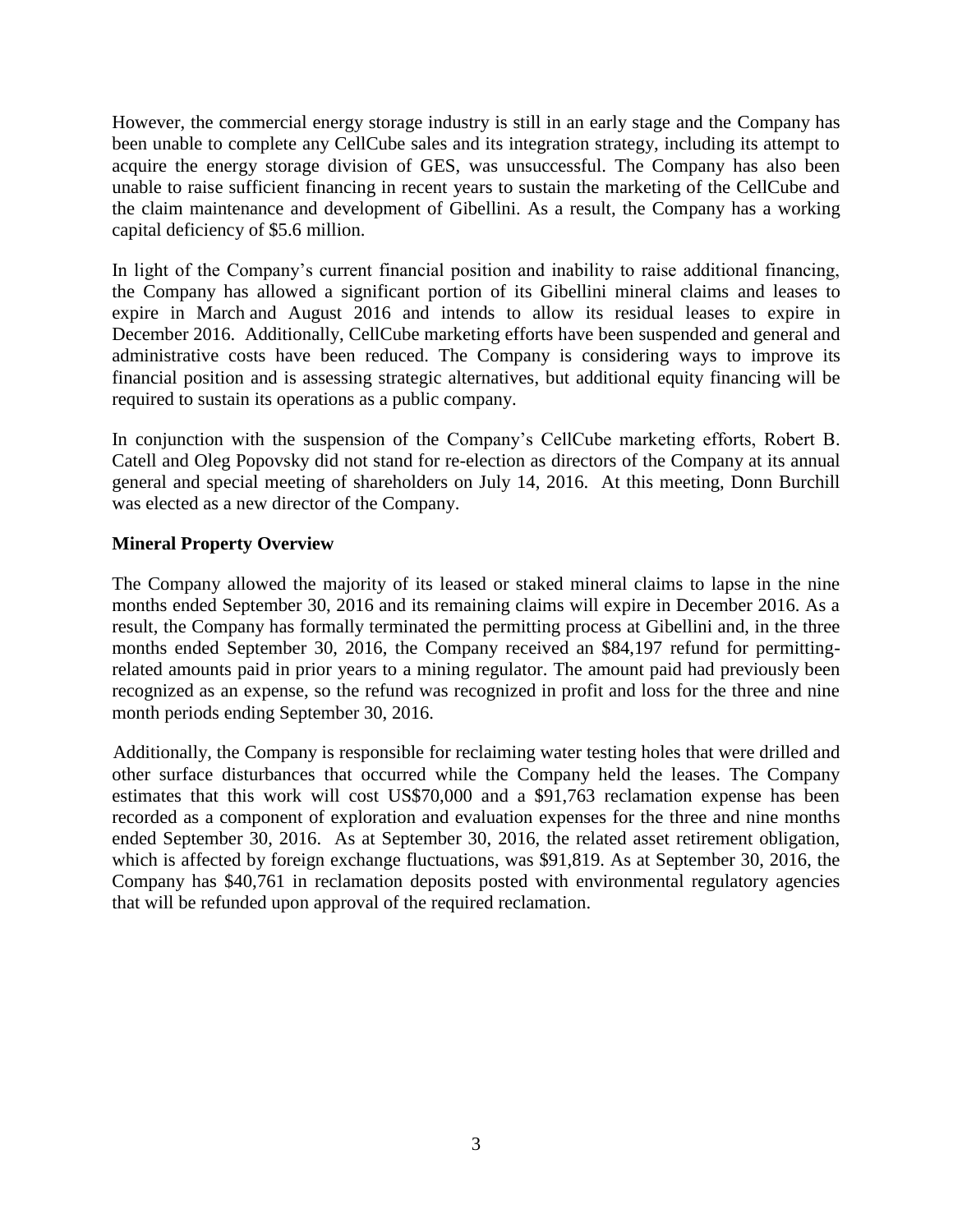However, the commercial energy storage industry is still in an early stage and the Company has been unable to complete any CellCube sales and its integration strategy, including its attempt to acquire the energy storage division of GES, was unsuccessful. The Company has also been unable to raise sufficient financing in recent years to sustain the marketing of the CellCube and the claim maintenance and development of Gibellini. As a result, the Company has a working capital deficiency of $5.6 million.

In light of the Company's current financial position and inability to raise additional financing, the Company has allowed a significant portion of its Gibellini mineral claims and leases to expire in March and August 2016 and intends to allow its residual leases to expire in December 2016. Additionally, CellCube marketing efforts have been suspended and general and administrative costs have been reduced. The Company is considering ways to improve its financial position and is assessing strategic alternatives, but additional equity financing will be required to sustain its operations as a public company.

In conjunction with the suspension of the Company's CellCube marketing efforts, Robert B. Catell and Oleg Popovsky did not stand for re-election as directors of the Company at its annual general and special meeting of shareholders on July 14, 2016. At this meeting, Donn Burchill was elected as a new director of the Company.

**Mineral Property Overview**

The Company allowed the majority of its leased or staked mineral claims to lapse in the nine months ended September 30, 2016 and its remaining claims will expire in December 2016. As a result, the Company has formally terminated the permitting process at Gibellini and, in the three months ended September 30, 2016, the Company received an $84,197 refund for permitting-related amounts paid in prior years to a mining regulator. The amount paid had previously been recognized as an expense, so the refund was recognized in profit and loss for the three and nine month periods ending September 30, 2016.

Additionally, the Company is responsible for reclaiming water testing holes that were drilled and other surface disturbances that occurred while the Company held the leases. The Company estimates that this work will cost US$70,000 and a $91,763 reclamation expense has been recorded as a component of exploration and evaluation expenses for the three and nine months ended September 30, 2016. As at September 30, 2016, the related asset retirement obligation, which is affected by foreign exchange fluctuations, was $91,819. As at September 30, 2016, the Company has $40,761 in reclamation deposits posted with environmental regulatory agencies that will be refunded upon approval of the required reclamation.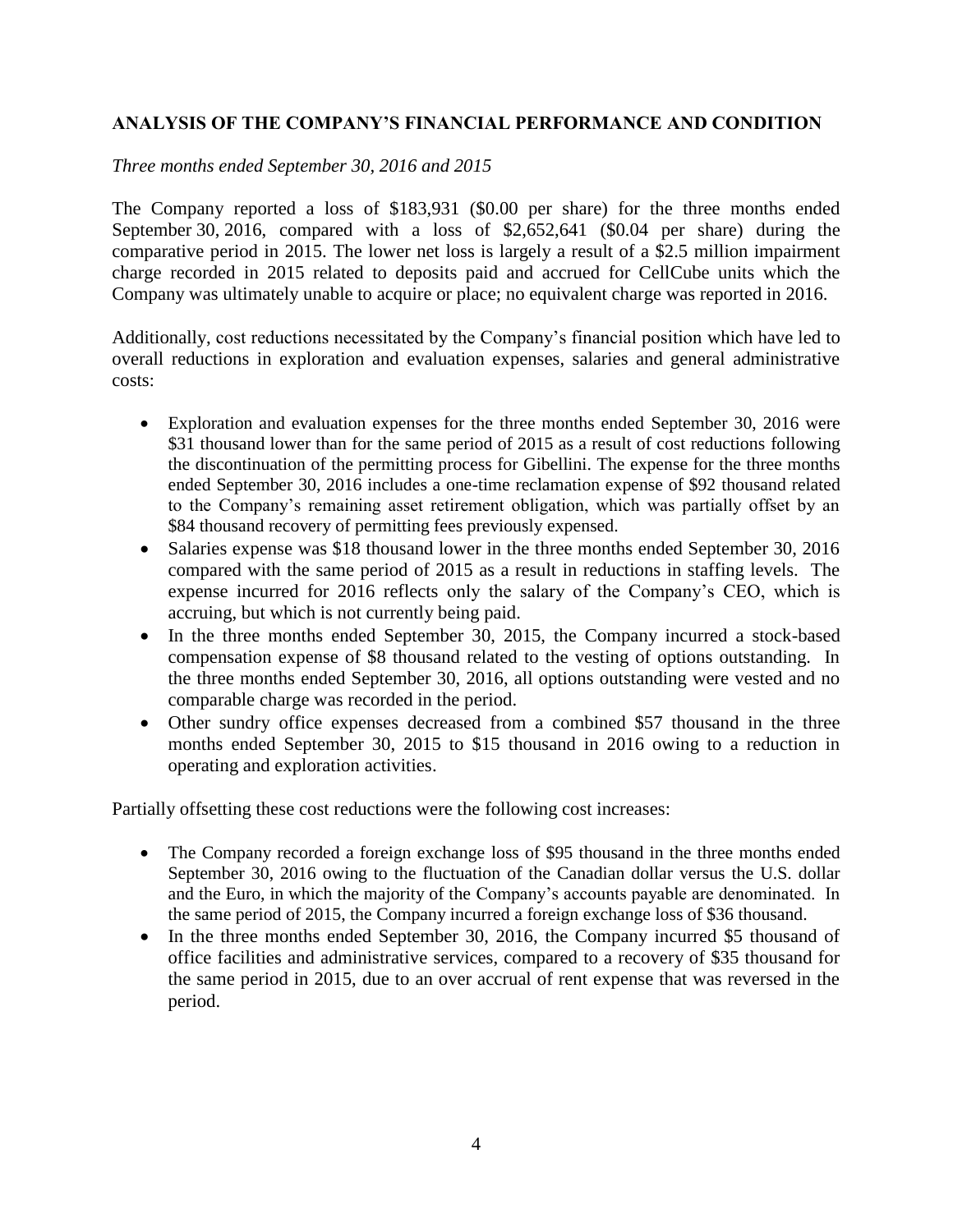## ANALYSIS OF THE COMPANY'S FINANCIAL PERFORMANCE AND CONDITION

*Three months ended September 30, 2016 and 2015*

The Company reported a loss of $183,931 ($0.00 per share) for the three months ended September 30, 2016, compared with a loss of $2,652,641 ($0.04 per share) during the comparative period in 2015. The lower net loss is largely a result of a $2.5 million impairment charge recorded in 2015 related to deposits paid and accrued for CellCube units which the Company was ultimately unable to acquire or place; no equivalent charge was reported in 2016.

Additionally, cost reductions necessitated by the Company's financial position which have led to overall reductions in exploration and evaluation expenses, salaries and general administrative costs:

- Exploration and evaluation expenses for the three months ended September 30, 2016 were $31 thousand lower than for the same period of 2015 as a result of cost reductions following the discontinuation of the permitting process for Gibellini. The expense for the three months ended September 30, 2016 includes a one-time reclamation expense of $92 thousand related to the Company's remaining asset retirement obligation, which was partially offset by an $84 thousand recovery of permitting fees previously expensed.
- Salaries expense was $18 thousand lower in the three months ended September 30, 2016 compared with the same period of 2015 as a result in reductions in staffing levels. The expense incurred for 2016 reflects only the salary of the Company's CEO, which is accruing, but which is not currently being paid.
- In the three months ended September 30, 2015, the Company incurred a stock-based compensation expense of $8 thousand related to the vesting of options outstanding. In the three months ended September 30, 2016, all options outstanding were vested and no comparable charge was recorded in the period.
- Other sundry office expenses decreased from a combined $57 thousand in the three months ended September 30, 2015 to $15 thousand in 2016 owing to a reduction in operating and exploration activities.

Partially offsetting these cost reductions were the following cost increases:

- The Company recorded a foreign exchange loss of $95 thousand in the three months ended September 30, 2016 owing to the fluctuation of the Canadian dollar versus the U.S. dollar and the Euro, in which the majority of the Company's accounts payable are denominated. In the same period of 2015, the Company incurred a foreign exchange loss of $36 thousand.
- In the three months ended September 30, 2016, the Company incurred $5 thousand of office facilities and administrative services, compared to a recovery of $35 thousand for the same period in 2015, due to an over accrual of rent expense that was reversed in the period.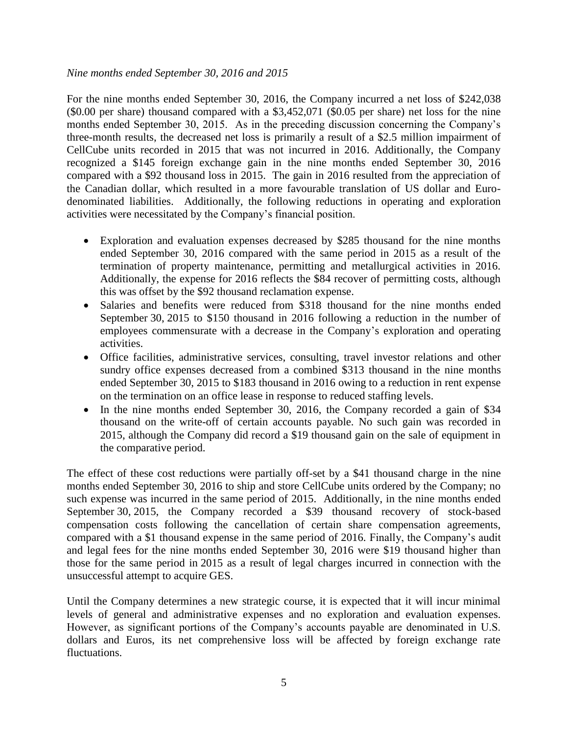*Nine months ended September 30, 2016 and 2015*

For the nine months ended September 30, 2016, the Company incurred a net loss of $242,038 ($0.00 per share) thousand compared with a $3,452,071 ($0.05 per share) net loss for the nine months ended September 30, 2015. As in the preceding discussion concerning the Company's three-month results, the decreased net loss is primarily a result of a $2.5 million impairment of CellCube units recorded in 2015 that was not incurred in 2016. Additionally, the Company recognized a $145 foreign exchange gain in the nine months ended September 30, 2016 compared with a $92 thousand loss in 2015. The gain in 2016 resulted from the appreciation of the Canadian dollar, which resulted in a more favourable translation of US dollar and Euro-denominated liabilities. Additionally, the following reductions in operating and exploration activities were necessitated by the Company's financial position.

- Exploration and evaluation expenses decreased by $285 thousand for the nine months ended September 30, 2016 compared with the same period in 2015 as a result of the termination of property maintenance, permitting and metallurgical activities in 2016. Additionally, the expense for 2016 reflects the $84 recover of permitting costs, although this was offset by the $92 thousand reclamation expense.
- Salaries and benefits were reduced from $318 thousand for the nine months ended September 30, 2015 to $150 thousand in 2016 following a reduction in the number of employees commensurate with a decrease in the Company's exploration and operating activities.
- Office facilities, administrative services, consulting, travel investor relations and other sundry office expenses decreased from a combined $313 thousand in the nine months ended September 30, 2015 to $183 thousand in 2016 owing to a reduction in rent expense on the termination on an office lease in response to reduced staffing levels.
- In the nine months ended September 30, 2016, the Company recorded a gain of $34 thousand on the write-off of certain accounts payable. No such gain was recorded in 2015, although the Company did record a $19 thousand gain on the sale of equipment in the comparative period.

The effect of these cost reductions were partially off-set by a $41 thousand charge in the nine months ended September 30, 2016 to ship and store CellCube units ordered by the Company; no such expense was incurred in the same period of 2015. Additionally, in the nine months ended September 30, 2015, the Company recorded a $39 thousand recovery of stock-based compensation costs following the cancellation of certain share compensation agreements, compared with a $1 thousand expense in the same period of 2016. Finally, the Company's audit and legal fees for the nine months ended September 30, 2016 were $19 thousand higher than those for the same period in 2015 as a result of legal charges incurred in connection with the unsuccessful attempt to acquire GES.

Until the Company determines a new strategic course, it is expected that it will incur minimal levels of general and administrative expenses and no exploration and evaluation expenses. However, as significant portions of the Company's accounts payable are denominated in U.S. dollars and Euros, its net comprehensive loss will be affected by foreign exchange rate fluctuations.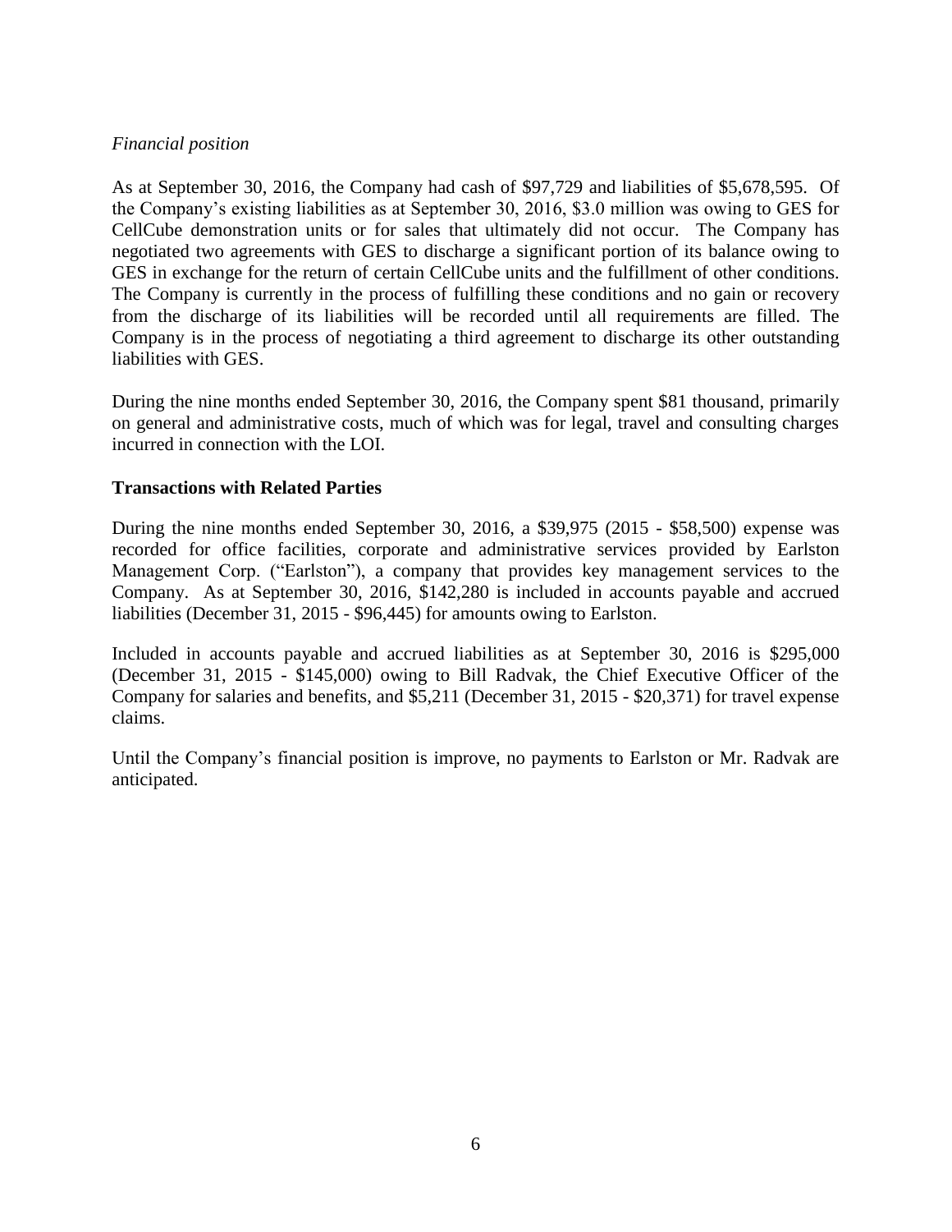*Financial position*

As at September 30, 2016, the Company had cash of $97,729 and liabilities of $5,678,595. Of the Company's existing liabilities as at September 30, 2016, $3.0 million was owing to GES for CellCube demonstration units or for sales that ultimately did not occur. The Company has negotiated two agreements with GES to discharge a significant portion of its balance owing to GES in exchange for the return of certain CellCube units and the fulfillment of other conditions. The Company is currently in the process of fulfilling these conditions and no gain or recovery from the discharge of its liabilities will be recorded until all requirements are filled. The Company is in the process of negotiating a third agreement to discharge its other outstanding liabilities with GES.

During the nine months ended September 30, 2016, the Company spent $81 thousand, primarily on general and administrative costs, much of which was for legal, travel and consulting charges incurred in connection with the LOI.

## Transactions with Related Parties

During the nine months ended September 30, 2016, a $39,975 (2015 - $58,500) expense was recorded for office facilities, corporate and administrative services provided by Earlston Management Corp. ("Earlston"), a company that provides key management services to the Company. As at September 30, 2016, $142,280 is included in accounts payable and accrued liabilities (December 31, 2015 - $96,445) for amounts owing to Earlston.

Included in accounts payable and accrued liabilities as at September 30, 2016 is $295,000 (December 31, 2015 - $145,000) owing to Bill Radvak, the Chief Executive Officer of the Company for salaries and benefits, and $5,211 (December 31, 2015 - $20,371) for travel expense claims.

Until the Company's financial position is improve, no payments to Earlston or Mr. Radvak are anticipated.